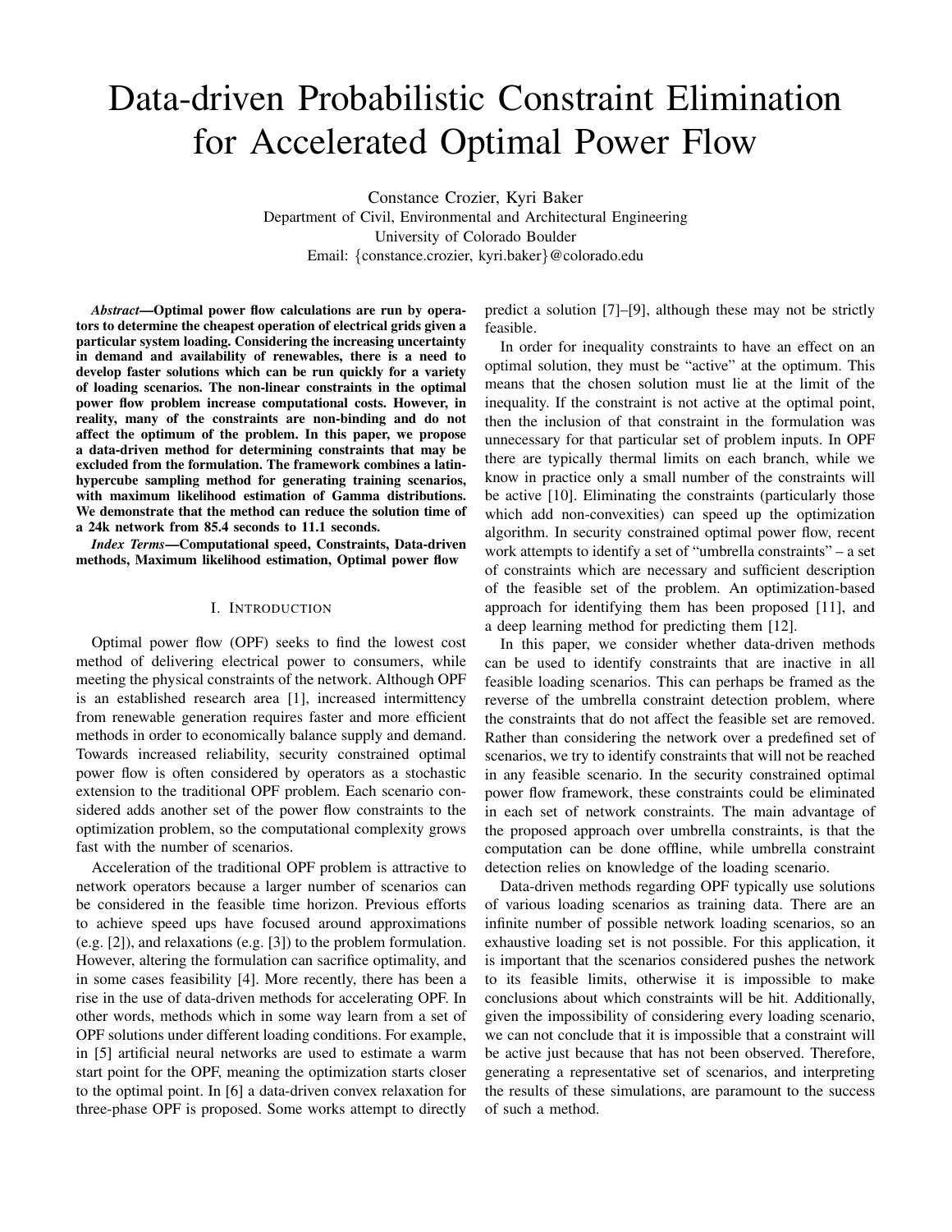# Data-driven Probabilistic Constraint Elimination for Accelerated Optimal Power Flow

Constance Crozier, Kyri Baker
Department of Civil, Environmental and Architectural Engineering
University of Colorado Boulder
Email: {constance.crozier, kyri.baker}@colorado.edu

***Abstract*—Optimal power flow calculations are run by operators to determine the cheapest operation of electrical grids given a particular system loading. Considering the increasing uncertainty in demand and availability of renewables, there is a need to develop faster solutions which can be run quickly for a variety of loading scenarios. The non-linear constraints in the optimal power flow problem increase computational costs. However, in reality, many of the constraints are non-binding and do not affect the optimum of the problem. In this paper, we propose a data-driven method for determining constraints that may be excluded from the formulation. The framework combines a latin-hypercube sampling method for generating training scenarios, with maximum likelihood estimation of Gamma distributions. We demonstrate that the method can reduce the solution time of a 24k network from 85.4 seconds to 11.1 seconds.**

***Index Terms*—Computational speed, Constraints, Data-driven methods, Maximum likelihood estimation, Optimal power flow**

## I. Introduction

Optimal power flow (OPF) seeks to find the lowest cost method of delivering electrical power to consumers, while meeting the physical constraints of the network. Although OPF is an established research area [1], increased intermittency from renewable generation requires faster and more efficient methods in order to economically balance supply and demand. Towards increased reliability, security constrained optimal power flow is often considered by operators as a stochastic extension to the traditional OPF problem. Each scenario considered adds another set of the power flow constraints to the optimization problem, so the computational complexity grows fast with the number of scenarios.

Acceleration of the traditional OPF problem is attractive to network operators because a larger number of scenarios can be considered in the feasible time horizon. Previous efforts to achieve speed ups have focused around approximations (e.g. [2]), and relaxations (e.g. [3]) to the problem formulation. However, altering the formulation can sacrifice optimality, and in some cases feasibility [4]. More recently, there has been a rise in the use of data-driven methods for accelerating OPF. In other words, methods which in some way learn from a set of OPF solutions under different loading conditions. For example, in [5] artificial neural networks are used to estimate a warm start point for the OPF, meaning the optimization starts closer to the optimal point. In [6] a data-driven convex relaxation for three-phase OPF is proposed. Some works attempt to directly predict a solution [7]–[9], although these may not be strictly feasible.

In order for inequality constraints to have an effect on an optimal solution, they must be "active" at the optimum. This means that the chosen solution must lie at the limit of the inequality. If the constraint is not active at the optimal point, then the inclusion of that constraint in the formulation was unnecessary for that particular set of problem inputs. In OPF there are typically thermal limits on each branch, while we know in practice only a small number of the constraints will be active [10]. Eliminating the constraints (particularly those which add non-convexities) can speed up the optimization algorithm. In security constrained optimal power flow, recent work attempts to identify a set of "umbrella constraints" – a set of constraints which are necessary and sufficient description of the feasible set of the problem. An optimization-based approach for identifying them has been proposed [11], and a deep learning method for predicting them [12].

In this paper, we consider whether data-driven methods can be used to identify constraints that are inactive in all feasible loading scenarios. This can perhaps be framed as the reverse of the umbrella constraint detection problem, where the constraints that do not affect the feasible set are removed. Rather than considering the network over a predefined set of scenarios, we try to identify constraints that will not be reached in any feasible scenario. In the security constrained optimal power flow framework, these constraints could be eliminated in each set of network constraints. The main advantage of the proposed approach over umbrella constraints, is that the computation can be done offline, while umbrella constraint detection relies on knowledge of the loading scenario.

Data-driven methods regarding OPF typically use solutions of various loading scenarios as training data. There are an infinite number of possible network loading scenarios, so an exhaustive loading set is not possible. For this application, it is important that the scenarios considered pushes the network to its feasible limits, otherwise it is impossible to make conclusions about which constraints will be hit. Additionally, given the impossibility of considering every loading scenario, we can not conclude that it is impossible that a constraint will be active just because that has not been observed. Therefore, generating a representative set of scenarios, and interpreting the results of these simulations, are paramount to the success of such a method.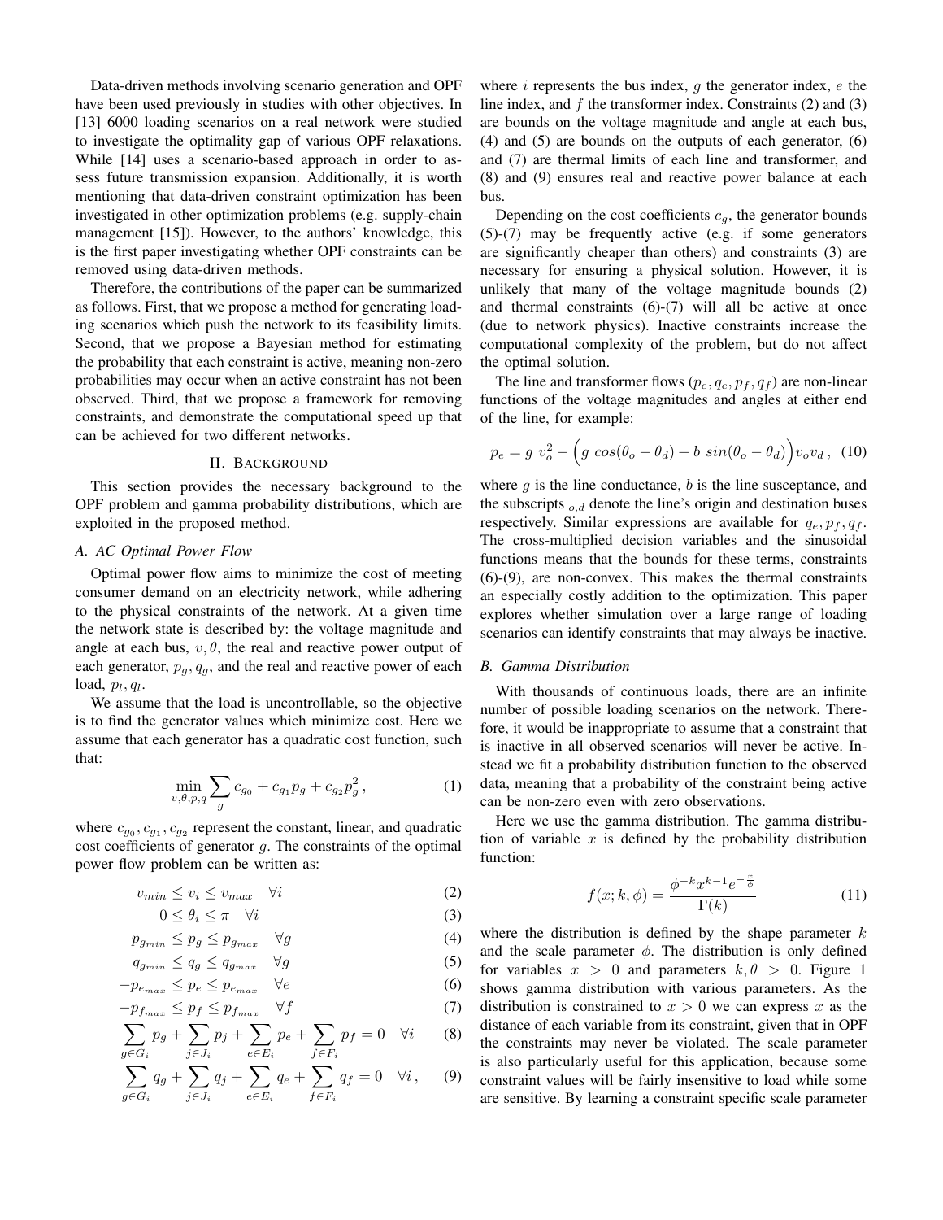Data-driven methods involving scenario generation and OPF have been used previously in studies with other objectives. In [13] 6000 loading scenarios on a real network were studied to investigate the optimality gap of various OPF relaxations. While [14] uses a scenario-based approach in order to assess future transmission expansion. Additionally, it is worth mentioning that data-driven constraint optimization has been investigated in other optimization problems (e.g. supply-chain management [15]). However, to the authors' knowledge, this is the first paper investigating whether OPF constraints can be removed using data-driven methods.

Therefore, the contributions of the paper can be summarized as follows. First, that we propose a method for generating loading scenarios which push the network to its feasibility limits. Second, that we propose a Bayesian method for estimating the probability that each constraint is active, meaning non-zero probabilities may occur when an active constraint has not been observed. Third, that we propose a framework for removing constraints, and demonstrate the computational speed up that can be achieved for two different networks.

## II. Background

This section provides the necessary background to the OPF problem and gamma probability distributions, which are exploited in the proposed method.

### A. AC Optimal Power Flow

Optimal power flow aims to minimize the cost of meeting consumer demand on an electricity network, while adhering to the physical constraints of the network. At a given time the network state is described by: the voltage magnitude and angle at each bus, $v, \theta$, the real and reactive power output of each generator, $p_g, q_g$, and the real and reactive power of each load, $p_l, q_l$.

We assume that the load is uncontrollable, so the objective is to find the generator values which minimize cost. Here we assume that each generator has a quadratic cost function, such that:

$$\min_{v,\theta,p,q} \sum_g c_{g_0} + c_{g_1} p_g + c_{g_2} p_g^2 \,, \tag{1}$$

where $c_{g_0}, c_{g_1}, c_{g_2}$ represent the constant, linear, and quadratic cost coefficients of generator $g$. The constraints of the optimal power flow problem can be written as:

$$v_{min} \leq v_i \leq v_{max} \quad \forall i \tag{2}$$

$$0 \leq \theta_i \leq \pi \quad \forall i \tag{3}$$

$$p_{g_{min}} \leq p_g \leq p_{g_{max}} \quad \forall g \tag{4}$$

$$q_{g_{min}} \leq q_g \leq q_{g_{max}} \quad \forall g \tag{5}$$

$$-p_{e_{max}} \leq p_e \leq p_{e_{max}} \quad \forall e \tag{6}$$

$$-p_{f_{max}} \leq p_f \leq p_{f_{max}} \quad \forall f \tag{7}$$

$$\sum_{g \in G_i} p_g + \sum_{j \in J_i} p_j + \sum_{e \in E_i} p_e + \sum_{f \in F_i} p_f = 0 \quad \forall i \tag{8}$$

$$\sum_{g \in G_i} q_g + \sum_{j \in J_i} q_j + \sum_{e \in E_i} q_e + \sum_{f \in F_i} q_f = 0 \quad \forall i \,, \tag{9}$$

where $i$ represents the bus index, $g$ the generator index, $e$ the line index, and $f$ the transformer index. Constraints (2) and (3) are bounds on the voltage magnitude and angle at each bus, (4) and (5) are bounds on the outputs of each generator, (6) and (7) are thermal limits of each line and transformer, and (8) and (9) ensures real and reactive power balance at each bus.

Depending on the cost coefficients $c_g$, the generator bounds (5)-(7) may be frequently active (e.g. if some generators are significantly cheaper than others) and constraints (3) are necessary for ensuring a physical solution. However, it is unlikely that many of the voltage magnitude bounds (2) and thermal constraints (6)-(7) will all be active at once (due to network physics). Inactive constraints increase the computational complexity of the problem, but do not affect the optimal solution.

The line and transformer flows ($p_e, q_e, p_f, q_f$) are non-linear functions of the voltage magnitudes and angles at either end of the line, for example:

$$p_e = g \ v_o^2 - \Big( g \ cos(\theta_o - \theta_d) + b \ sin(\theta_o - \theta_d) \Big) v_o v_d \,, \tag{10}$$

where $g$ is the line conductance, $b$ is the line susceptance, and the subscripts $_{o,d}$ denote the line's origin and destination buses respectively. Similar expressions are available for $q_e, p_f, q_f$. The cross-multiplied decision variables and the sinusoidal functions means that the bounds for these terms, constraints (6)-(9), are non-convex. This makes the thermal constraints an especially costly addition to the optimization. This paper explores whether simulation over a large range of loading scenarios can identify constraints that may always be inactive.

### B. Gamma Distribution

With thousands of continuous loads, there are an infinite number of possible loading scenarios on the network. Therefore, it would be inappropriate to assume that a constraint that is inactive in all observed scenarios will never be active. Instead we fit a probability distribution function to the observed data, meaning that a probability of the constraint being active can be non-zero even with zero observations.

Here we use the gamma distribution. The gamma distribution of variable $x$ is defined by the probability distribution function:

$$f(x; k, \phi) = \frac{\phi^{-k} x^{k-1} e^{-\frac{x}{\phi}}}{\Gamma(k)} \tag{11}$$

where the distribution is defined by the shape parameter $k$ and the scale parameter $\phi$. The distribution is only defined for variables $x > 0$ and parameters $k, \theta > 0$. Figure 1 shows gamma distribution with various parameters. As the distribution is constrained to $x > 0$ we can express $x$ as the distance of each variable from its constraint, given that in OPF the constraints may never be violated. The scale parameter is also particularly useful for this application, because some constraint values will be fairly insensitive to load while some are sensitive. By learning a constraint specific scale parameter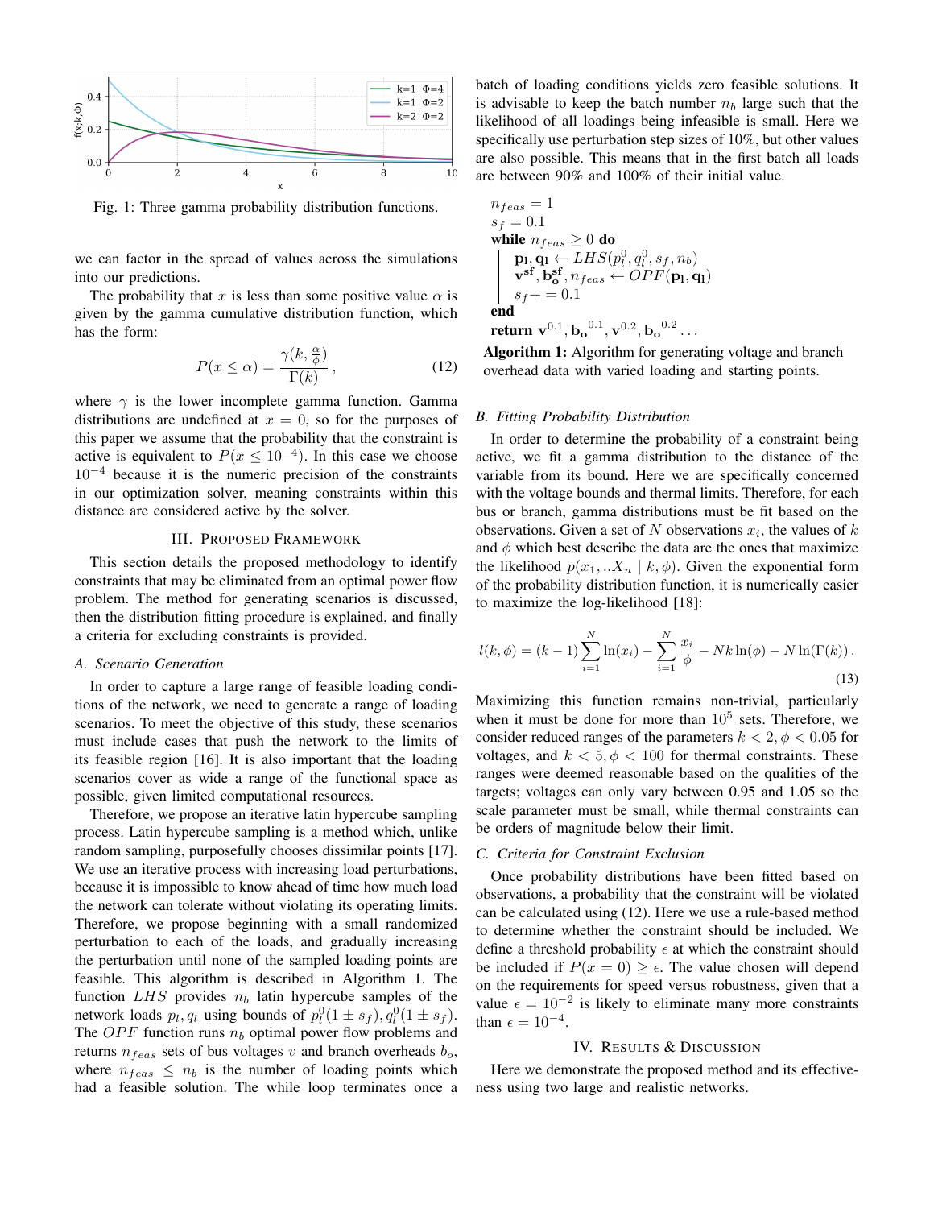Fig. 1: Three gamma probability distribution functions.

we can factor in the spread of values across the simulations into our predictions.

The probability that $x$ is less than some positive value $\alpha$ is given by the gamma cumulative distribution function, which has the form:

$$P(x \leq \alpha) = \frac{\gamma(k, \frac{\alpha}{\phi})}{\Gamma(k)}\,, \tag{12}$$

where $\gamma$ is the lower incomplete gamma function. Gamma distributions are undefined at $x = 0$, so for the purposes of this paper we assume that the probability that the constraint is active is equivalent to $P(x \leq 10^{-4})$. In this case we choose $10^{-4}$ because it is the numeric precision of the constraints in our optimization solver, meaning constraints within this distance are considered active by the solver.

## III. Proposed Framework

This section details the proposed methodology to identify constraints that may be eliminated from an optimal power flow problem. The method for generating scenarios is discussed, then the distribution fitting procedure is explained, and finally a criteria for excluding constraints is provided.

### A. Scenario Generation

In order to capture a large range of feasible loading conditions of the network, we need to generate a range of loading scenarios. To meet the objective of this study, these scenarios must include cases that push the network to the limits of its feasible region [16]. It is also important that the loading scenarios cover as wide a range of the functional space as possible, given limited computational resources.

Therefore, we propose an iterative latin hypercube sampling process. Latin hypercube sampling is a method which, unlike random sampling, purposefully chooses dissimilar points [17]. We use an iterative process with increasing load perturbations, because it is impossible to know ahead of time how much load the network can tolerate without violating its operating limits. Therefore, we propose beginning with a small randomized perturbation to each of the loads, and gradually increasing the perturbation until none of the sampled loading points are feasible. This algorithm is described in Algorithm 1. The function $LHS$ provides $n_b$ latin hypercube samples of the network loads $p_l, q_l$ using bounds of $p_l^0(1 \pm s_f), q_l^0(1 \pm s_f)$. The $OPF$ function runs $n_b$ optimal power flow problems and returns $n_{feas}$ sets of bus voltages $v$ and branch overheads $b_o$, where $n_{feas} \leq n_b$ is the number of loading points which had a feasible solution. The while loop terminates once a batch of loading conditions yields zero feasible solutions. It is advisable to keep the batch number $n_b$ large such that the likelihood of all loadings being infeasible is small. Here we specifically use perturbation step sizes of 10%, but other values are also possible. This means that in the first batch all loads are between 90% and 100% of their initial value.

```
n_feas = 1
s_f = 0.1
while n_feas ≥ 0 do
    p_l, q_l ← LHS(p_l^0, q_l^0, s_f, n_b)
    v^sf, b_o^sf, n_feas ← OPF(p_l, q_l)
    s_f += 0.1
end
return v^0.1, b_o^0.1, v^0.2, b_o^0.2 ...
```

**Algorithm 1:** Algorithm for generating voltage and branch overhead data with varied loading and starting points.

### B. Fitting Probability Distribution

In order to determine the probability of a constraint being active, we fit a gamma distribution to the distance of the variable from its bound. Here we are specifically concerned with the voltage bounds and thermal limits. Therefore, for each bus or branch, gamma distributions must be fit based on the observations. Given a set of $N$ observations $x_i$, the values of $k$ and $\phi$ which best describe the data are the ones that maximize the likelihood $p(x_1, ..X_n \mid k, \phi)$. Given the exponential form of the probability distribution function, it is numerically easier to maximize the log-likelihood [18]:

$$l(k, \phi) = (k-1)\sum_{i=1}^{N} \ln(x_i) - \sum_{i=1}^{N} \frac{x_i}{\phi} - Nk\ln(\phi) - N\ln(\Gamma(k))\,. \tag{13}$$

Maximizing this function remains non-trivial, particularly when it must be done for more than $10^5$ sets. Therefore, we consider reduced ranges of the parameters $k < 2, \phi < 0.05$ for voltages, and $k < 5, \phi < 100$ for thermal constraints. These ranges were deemed reasonable based on the qualities of the targets; voltages can only vary between 0.95 and 1.05 so the scale parameter must be small, while thermal constraints can be orders of magnitude below their limit.

### C. Criteria for Constraint Exclusion

Once probability distributions have been fitted based on observations, a probability that the constraint will be violated can be calculated using (12). Here we use a rule-based method to determine whether the constraint should be included. We define a threshold probability $\epsilon$ at which the constraint should be included if $P(x = 0) \geq \epsilon$. The value chosen will depend on the requirements for speed versus robustness, given that a value $\epsilon = 10^{-2}$ is likely to eliminate many more constraints than $\epsilon = 10^{-4}$.

## IV. Results & Discussion

Here we demonstrate the proposed method and its effectiveness using two large and realistic networks.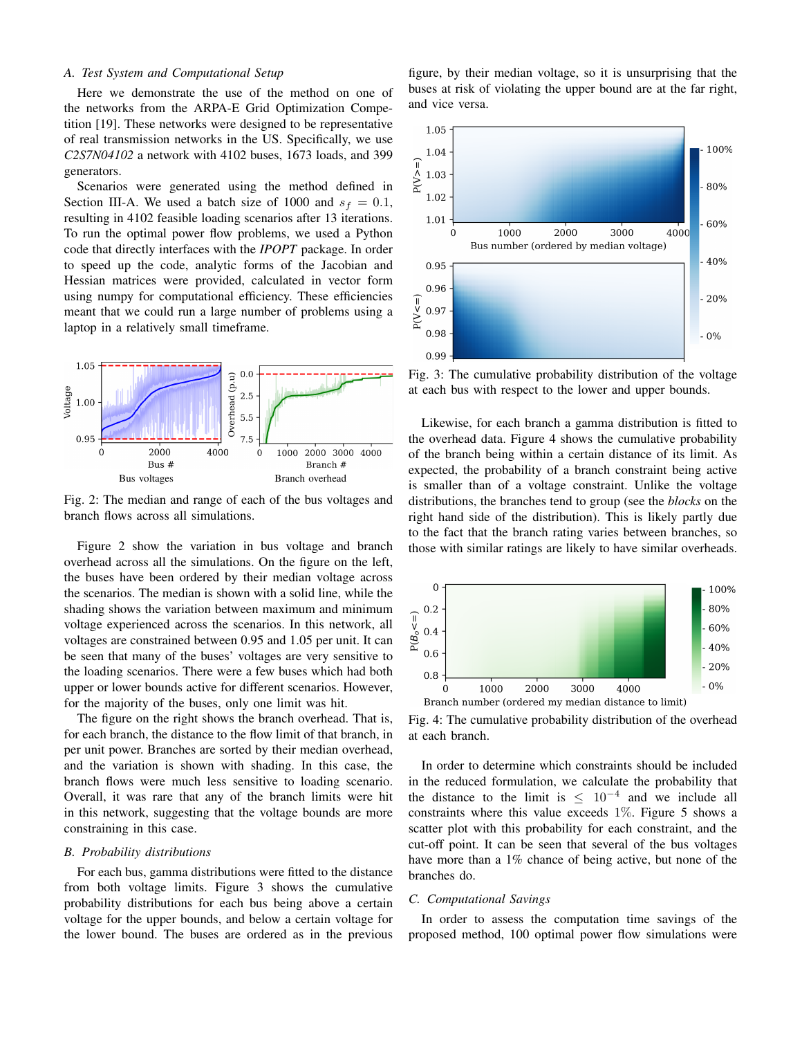### A. Test System and Computational Setup

Here we demonstrate the use of the method on one of the networks from the ARPA-E Grid Optimization Competition [19]. These networks were designed to be representative of real transmission networks in the US. Specifically, we use *C2S7N04102* a network with 4102 buses, 1673 loads, and 399 generators.

Scenarios were generated using the method defined in Section III-A. We used a batch size of 1000 and $s_f = 0.1$, resulting in 4102 feasible loading scenarios after 13 iterations. To run the optimal power flow problems, we used a Python code that directly interfaces with the *IPOPT* package. In order to speed up the code, analytic forms of the Jacobian and Hessian matrices were provided, calculated in vector form using numpy for computational efficiency. These efficiencies meant that we could run a large number of problems using a laptop in a relatively small timeframe.

Fig. 2: The median and range of each of the bus voltages and branch flows across all simulations.

Figure 2 show the variation in bus voltage and branch overhead across all the simulations. On the figure on the left, the buses have been ordered by their median voltage across the scenarios. The median is shown with a solid line, while the shading shows the variation between maximum and minimum voltage experienced across the scenarios. In this network, all voltages are constrained between 0.95 and 1.05 per unit. It can be seen that many of the buses' voltages are very sensitive to the loading scenarios. There were a few buses which had both upper or lower bounds active for different scenarios. However, for the majority of the buses, only one limit was hit.

The figure on the right shows the branch overhead. That is, for each branch, the distance to the flow limit of that branch, in per unit power. Branches are sorted by their median overhead, and the variation is shown with shading. In this case, the branch flows were much less sensitive to loading scenarios. Overall, it was rare that any of the branch limits were hit in this network, suggesting that the voltage bounds are more constraining in this case.

### B. Probability distributions

For each bus, gamma distributions were fitted to the distance from both voltage limits. Figure 3 shows the cumulative probability distributions for each bus being above a certain voltage for the upper bounds, and below a certain voltage for the lower bound. The buses are ordered as in the previous figure, by their median voltage, so it is unsurprising that the buses at risk of violating the upper bound are at the far right, and vice versa.

Fig. 3: The cumulative probability distribution of the voltage at each bus with respect to the lower and upper bounds.

Likewise, for each branch a gamma distribution is fitted to the overhead data. Figure 4 shows the cumulative probability of the branch being within a certain distance of its limit. As expected, the probability of a branch constraint being active is smaller than of a voltage constraint. Unlike the voltage distributions, the branches tend to group (see the *blocks* on the right hand side of the distribution). This is likely partly due to the fact that the branch rating varies between branches, so those with similar ratings are likely to have similar overheads.

Fig. 4: The cumulative probability distribution of the overhead at each branch.

In order to determine which constraints should be included in the reduced formulation, we calculate the probability that the distance to the limit is $\leq 10^{-4}$ and we include all constraints where this value exceeds $1\%$. Figure 5 shows a scatter plot with this probability for each constraint, and the cut-off point. It can be seen that several of the bus voltages have more than a 1% chance of being active, but none of the branches do.

### C. Computational Savings

In order to assess the computation time savings of the proposed method, 100 optimal power flow simulations were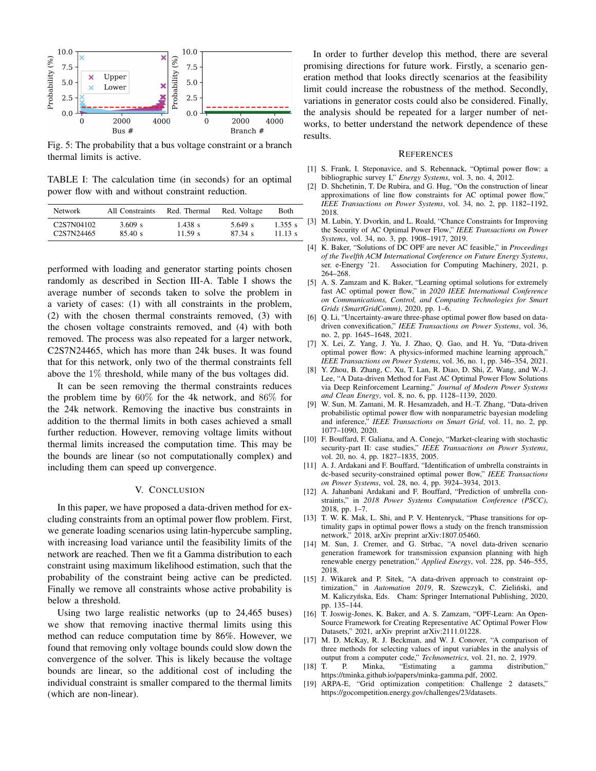Probability (%)
10.0
7.5
5.0
2.5
0.0
0
2000
4000
Bus #
Upper
Lower

Probability (%)
10.0
7.5
5.0
2.5
0.0
0
2000
4000
Branch #

Fig. 5: The probability that a bus voltage constraint or a branch thermal limits is active.

TABLE I: The calculation time (in seconds) for an optimal power flow with and without constraint reduction.

| Network | All Constraints | Red. Thermal | Red. Voltage | Both |
|---|---|---|---|---|
| C2S7N04102 | 3.609 s | 1.438 s | 5.649 s | 1.355 s |
| C2S7N24465 | 85.40 s | 11.59 s | 87.34 s | 11.13 s |

performed with loading and generator starting points chosen randomly as described in Section III-A. Table I shows the average number of seconds taken to solve the problem in a variety of cases: (1) with all constraints in the problem, (2) with the chosen thermal constraints removed, (3) with the chosen voltage constraints removed, and (4) with both removed. The process was also repeated for a larger network, C2S7N24465, which has more than 24k buses. It was found that for this network, only two of the thermal constraints fell above the $1\%$ threshold, while many of the bus voltages did.

It can be seen removing the thermal constraints reduces the problem time by $60\%$ for the 4k network, and $86\%$ for the 24k network. Removing the inactive bus constraints in addition to the thermal limits in both cases achieved a small further reduction. However, removing voltage limits without thermal limits increased the computation time. This may be the bounds are linear (so not computationally complex) and including them can speed up convergence.

## V. Conclusion

In this paper, we have proposed a data-driven method for excluding constraints from an optimal power flow problem. First, we generate loading scenarios using latin-hypercube sampling, with increasing load variance until the feasibility limits of the network are reached. Then we fit a Gamma distribution to each constraint using maximum likelihood estimation, such that the probability of the constraint being active can be predicted. Finally we remove all constraints whose active probability is below a threshold.

Using two large realistic networks (up to 24,465 buses) we show that removing inactive thermal limits using this method can reduce computation time by 86%. However, we found that removing only voltage bounds could slow down the convergence of the solver. This is likely because the voltage bounds are linear, so the additional cost of including the individual constraint is smaller compared to the thermal limits (which are non-linear).

In order to further develop this method, there are several promising directions for future work. Firstly, a scenario generation method that looks directly scenarios at the feasibility limit could increase the robustness of the method. Secondly, variations in generator costs could also be considered. Finally, the analysis should be repeated for a larger number of networks, to better understand the network dependence of these results.

## References

[1] S. Frank, I. Steponavice, and S. Rebennack, "Optimal power flow: a bibliographic survey I," *Energy Systems*, vol. 3, no. 4, 2012.

[2] D. Shchetinin, T. De Rubira, and G. Hug, "On the construction of linear approximations of line flow constraints for AC optimal power flow," *IEEE Transactions on Power Systems*, vol. 34, no. 2, pp. 1182–1192, 2018.

[3] M. Lubin, Y. Dvorkin, and L. Roald, "Chance Constraints for Improving the Security of AC Optimal Power Flow," *IEEE Transactions on Power Systems*, vol. 34, no. 3, pp. 1908–1917, 2019.

[4] K. Baker, "Solutions of DC OPF are never AC feasible," in *Proceedings of the Twelfth ACM International Conference on Future Energy Systems*, ser. e-Energy '21. Association for Computing Machinery, 2021, p. 264–268.

[5] A. S. Zamzam and K. Baker, "Learning optimal solutions for extremely fast AC optimal power flow," in *2020 IEEE International Conference on Communications, Control, and Computing Technologies for Smart Grids (SmartGridComm)*, 2020, pp. 1–6.

[6] Q. Li, "Uncertainty-aware three-phase optimal power flow based on data-driven convexification," *IEEE Transactions on Power Systems*, vol. 36, no. 2, pp. 1645–1648, 2021.

[7] X. Lei, Z. Yang, J. Yu, J. Zhao, Q. Gao, and H. Yu, "Data-driven optimal power flow: A physics-informed machine learning approach," *IEEE Transactions on Power Systems*, vol. 36, no. 1, pp. 346–354, 2021.

[8] Y. Zhou, B. Zhang, C. Xu, T. Lan, R. Diao, D. Shi, Z. Wang, and W.-J. Lee, "A Data-driven Method for Fast AC Optimal Power Flow Solutions via Deep Reinforcement Learning," *Journal of Modern Power Systems and Clean Energy*, vol. 8, no. 6, pp. 1128–1139, 2020.

[9] W. Sun, M. Zamani, M. R. Hesamzadeh, and H.-T. Zhang, "Data-driven probabilistic optimal power flow with nonparametric bayesian modeling and inference," *IEEE Transactions on Smart Grid*, vol. 11, no. 2, pp. 1077–1090, 2020.

[10] F. Bouffard, F. Galiana, and A. Conejo, "Market-clearing with stochastic security-part II: case studies," *IEEE Transactions on Power Systems*, vol. 20, no. 4, pp. 1827–1835, 2005.

[11] A. J. Ardakani and F. Bouffard, "Identification of umbrella constraints in dc-based security-constrained optimal power flow," *IEEE Transactions on Power Systems*, vol. 28, no. 4, pp. 3924–3934, 2013.

[12] A. Jahanbani Ardakani and F. Bouffard, "Prediction of umbrella constraints," in *2018 Power Systems Computation Conference (PSCC)*, 2018, pp. 1–7.

[13] T. W. K. Mak, L. Shi, and P. V. Hentenryck, "Phase transitions for optimality gaps in optimal power flows a study on the french transmission network," 2018, arXiv preprint arXiv:1807.05460.

[14] M. Sun, J. Cremer, and G. Strbac, "A novel data-driven scenario generation framework for transmission expansion planning with high renewable energy penetration," *Applied Energy*, vol. 228, pp. 546–555, 2018.

[15] J. Wikarek and P. Sitek, "A data-driven approach to constraint optimization," in *Automation 2019*, R. Szewczyk, C. Zieliński, and M. Kaliczyńska, Eds. Cham: Springer International Publishing, 2020, pp. 135–144.

[16] T. Joswig-Jones, K. Baker, and A. S. Zamzam, "OPF-Learn: An Open-Source Framework for Creating Representative AC Optimal Power Flow Datasets," 2021, arXiv preprint arXiv:2111.01228.

[17] M. D. McKay, R. J. Beckman, and W. J. Conover, "A comparison of three methods for selecting values of input variables in the analysis of output from a computer code," *Technometrics*, vol. 21, no. 2, 1979.

[18] T. P. Minka, "Estimating a gamma distribution," https://tminka.github.io/papers/minka-gamma.pdf, 2002.

[19] ARPA-E, "Grid optimization competition: Challenge 2 datasets," https://gocompetition.energy.gov/challenges/23/datasets.